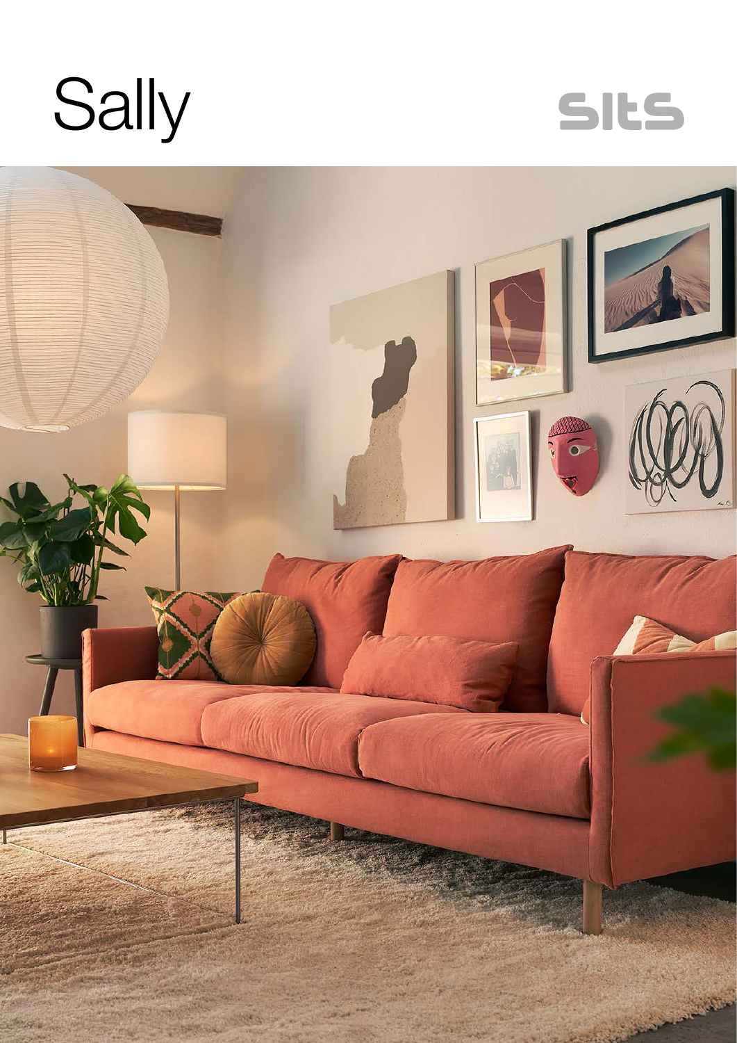# Sally

sits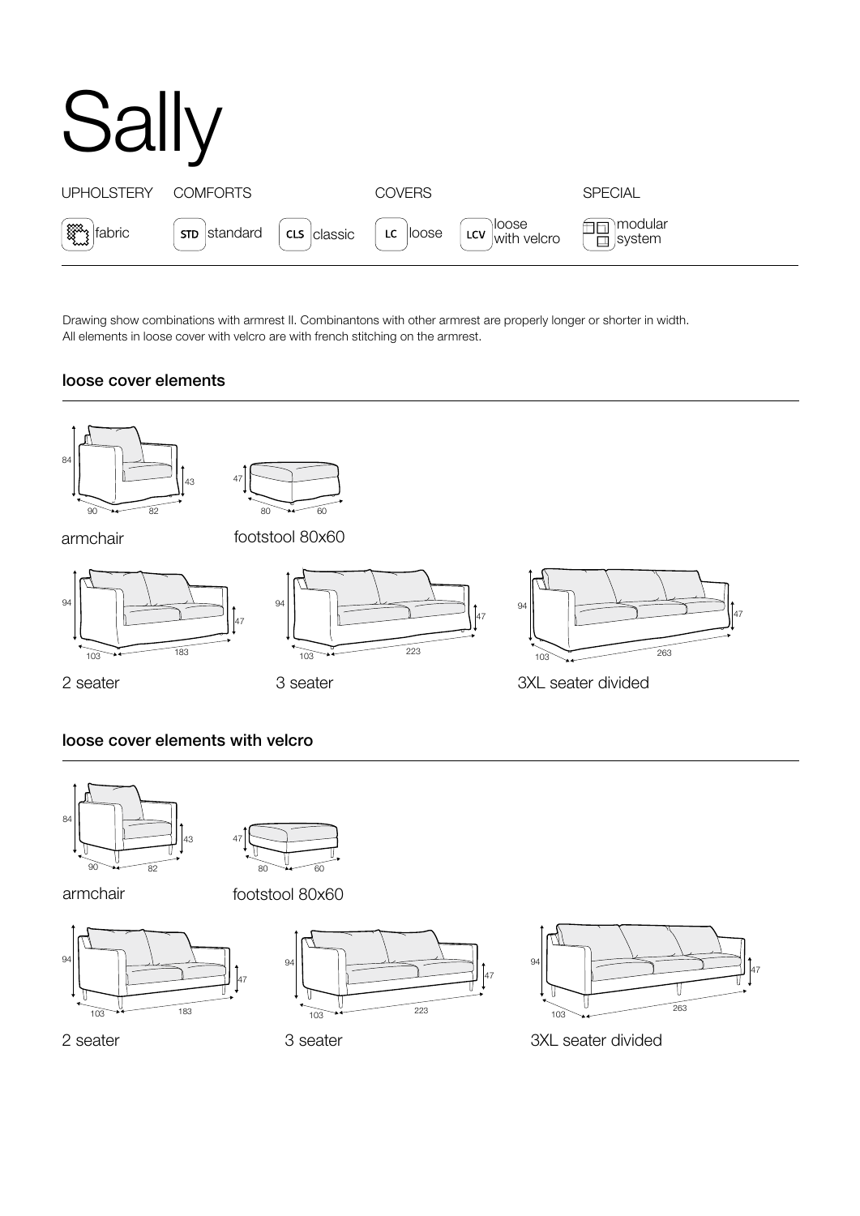# Sally

| UPHOLSTERY | COMFORTS | | COVERS | | SPECIAL |
|---|---|---|---|---|---|
| fabric | STD standard | CLS classic | LC loose | LCV loose with velcro | modular system |

Drawing show combinations with armrest II. Combinantons with other armrest are properly longer or shorter in width.
All elements in loose cover with velcro are with french stitching on the armrest.

## loose cover elements

armchair — 84 / 43 / 90 / 82

footstool 80x60 — 47 / 80 / 60

2 seater — 94 / 47 / 103 / 183

3 seater — 94 / 47 / 103 / 223

3XL seater divided — 94 / 47 / 103 / 263

## loose cover elements with velcro

armchair — 84 / 43 / 90 / 82

footstool 80x60 — 47 / 80 / 60

2 seater — 94 / 47 / 103 / 183

3 seater — 94 / 47 / 103 / 223

3XL seater divided — 94 / 47 / 103 / 263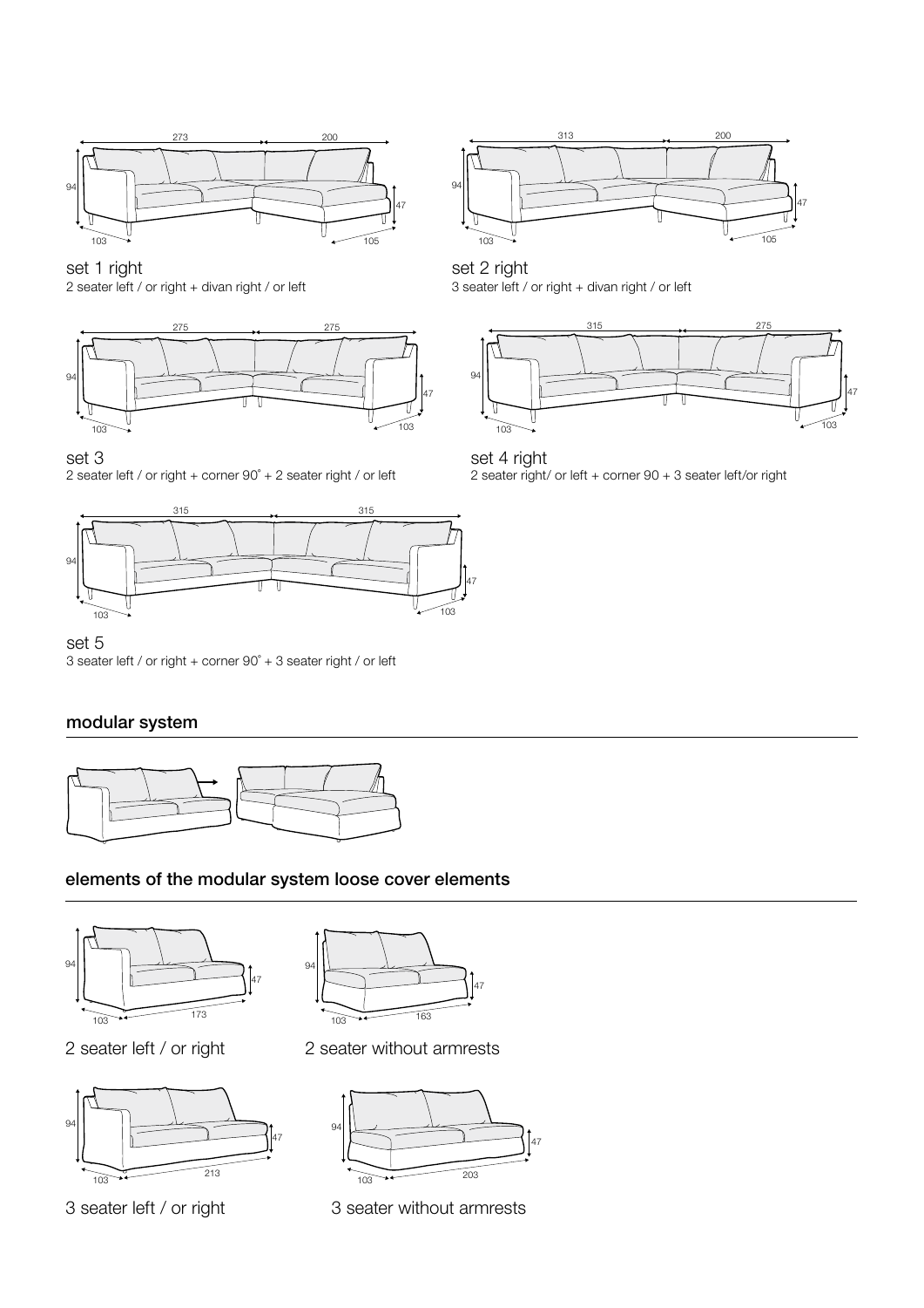set 1 right

2 seater left / or right + divan right / or left

set 2 right

3 seater left / or right + divan right / or left

set 3

2 seater left / or right + corner 90˚ + 2 seater right / or left

set 4 right

2 seater right/ or left + corner 90 + 3 seater left/or right

set 5

3 seater left / or right + corner 90˚ + 3 seater right / or left

## modular system

## elements of the modular system loose cover elements

2 seater left / or right

2 seater without armrests

3 seater left / or right

3 seater without armrests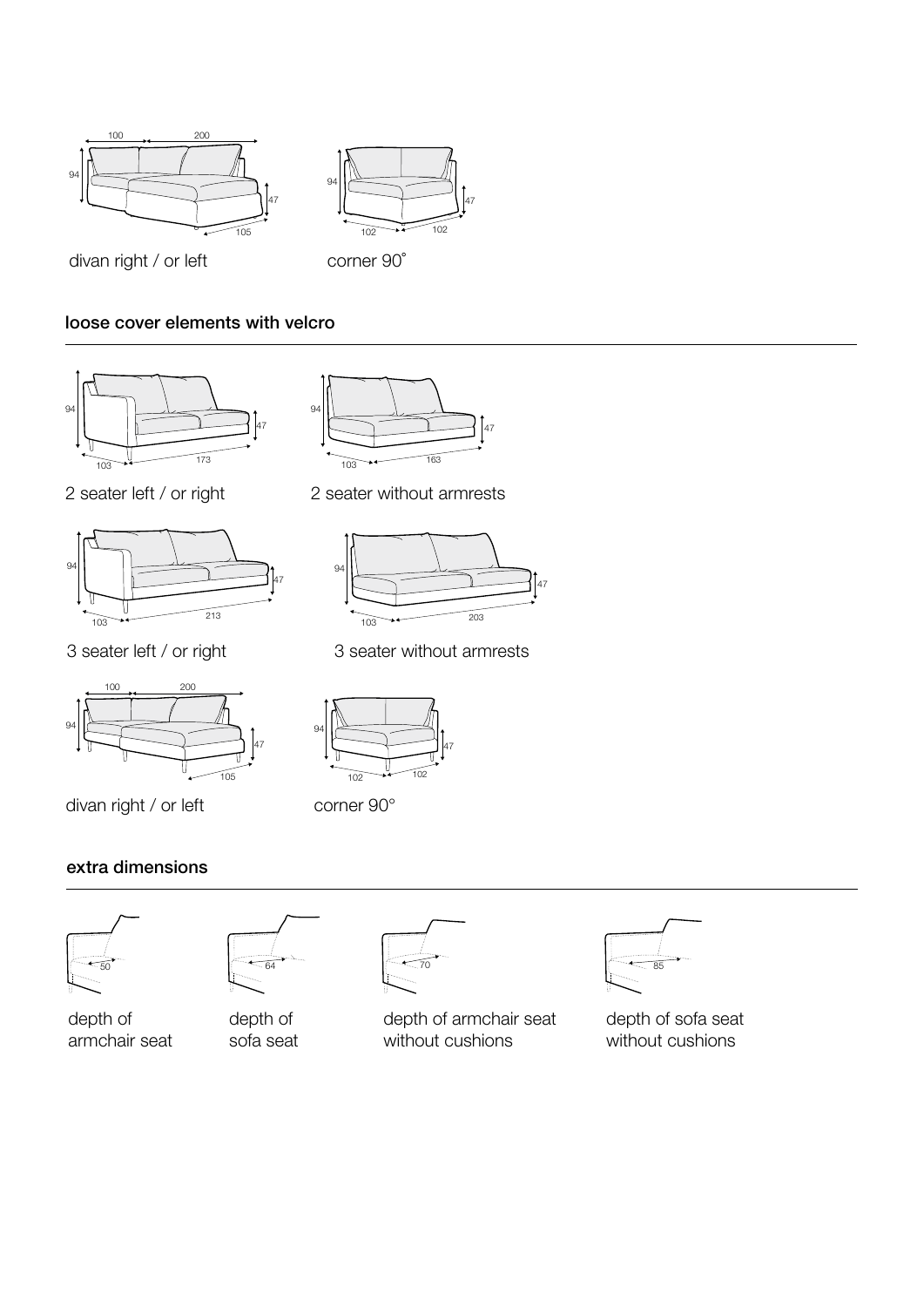divan right / or left

corner 90˚

## loose cover elements with velcro

2 seater left / or right

2 seater without armrests

3 seater left / or right

3 seater without armrests

divan right / or left

corner 90°

## extra dimensions

depth of armchair seat

depth of sofa seat

depth of armchair seat without cushions

depth of sofa seat without cushions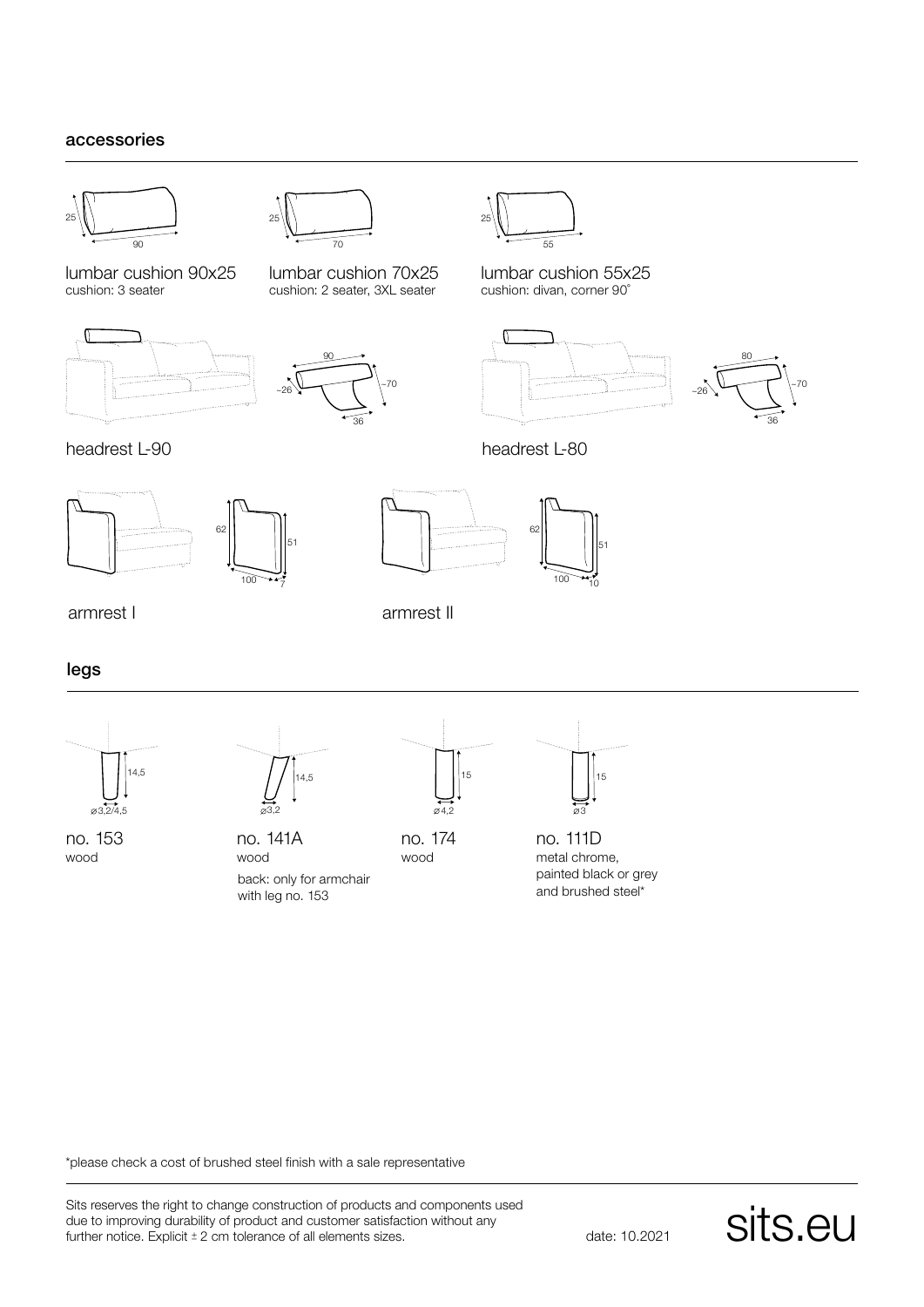## accessories

25
90

lumbar cushion 90x25
cushion: 3 seater

25
70

lumbar cushion 70x25
cushion: 2 seater, 3XL seater

25
55

lumbar cushion 55x25
cushion: divan, corner 90˚

90
~26
~70
36

headrest L-90

80
~26
~70
36

headrest L-80

62
51
100
7

armrest I

62
51
100
10

armrest II

## legs

14,5
⌀3,2/4,5

no. 153
wood

14,5
⌀3,2

no. 141A
wood
back: only for armchair with leg no. 153

15
⌀4,2

no. 174
wood

15
⌀3

no. 111D
metal chrome, painted black or grey and brushed steel*

*please check a cost of brushed steel finish with a sale representative

Sits reserves the right to change construction of products and components used due to improving durability of product and customer satisfaction without any further notice. Explicit ± 2 cm tolerance of all elements sizes.

date: 10.2021

sits.eu